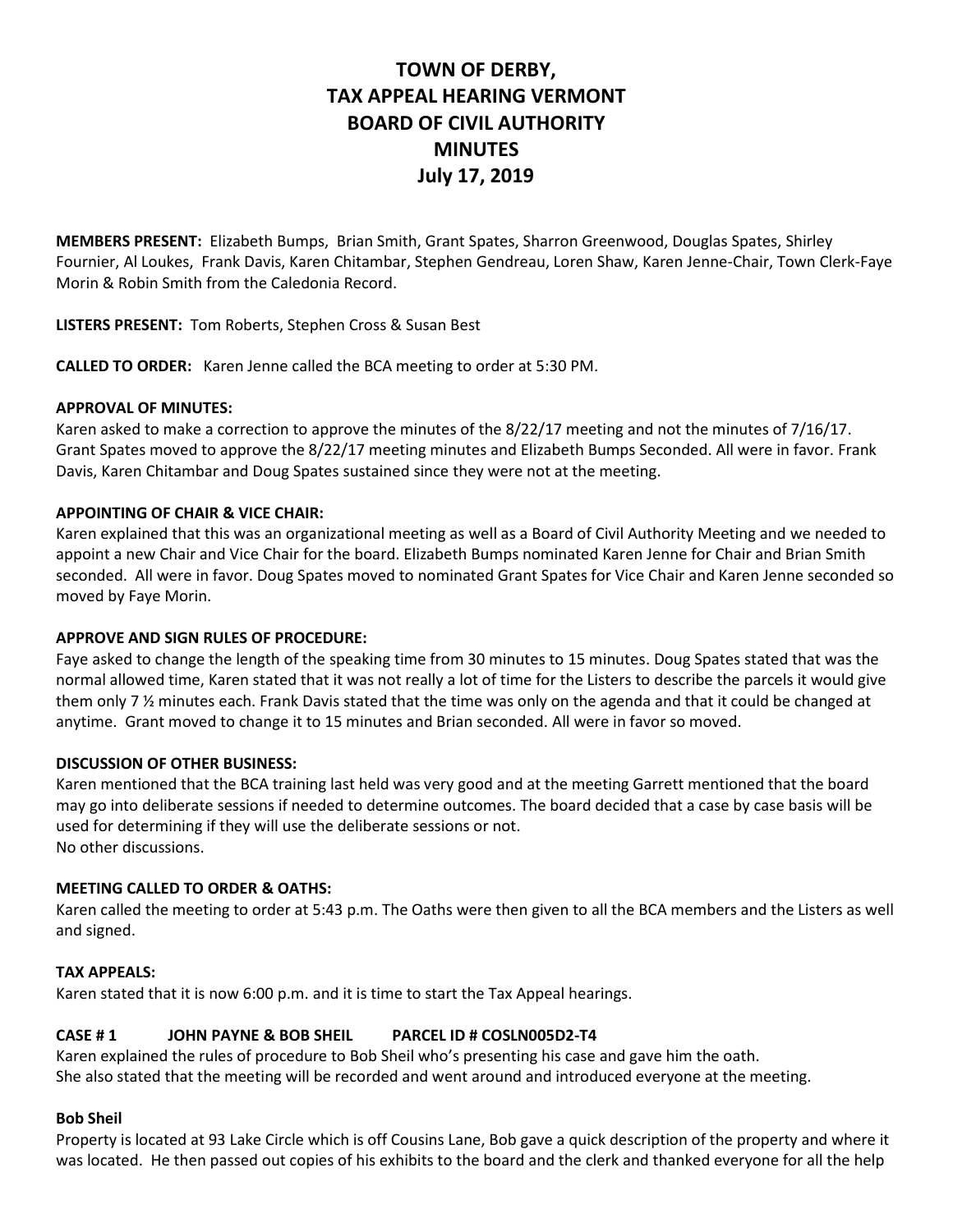# TOWN OF DERBY, TAX APPEAL HEARING VERMONT BOARD OF CIVIL AUTHORITY MINUTES July 17, 2019

**MEMBERS PRESENT:** Elizabeth Bumps, Brian Smith, Grant Spates, Sharron Greenwood, Douglas Spates, Shirley Fournier, Al Loukes, Frank Davis, Karen Chitambar, Stephen Gendreau, Loren Shaw, Karen Jenne-Chair, Town Clerk-Faye Morin & Robin Smith from the Caledonia Record.

**LISTERS PRESENT:** Tom Roberts, Stephen Cross & Susan Best

**CALLED TO ORDER:** Karen Jenne called the BCA meeting to order at 5:30 PM.

**APPROVAL OF MINUTES:**
Karen asked to make a correction to approve the minutes of the 8/22/17 meeting and not the minutes of 7/16/17. Grant Spates moved to approve the 8/22/17 meeting minutes and Elizabeth Bumps Seconded. All were in favor. Frank Davis, Karen Chitambar and Doug Spates sustained since they were not at the meeting.

**APPOINTING OF CHAIR & VICE CHAIR:**
Karen explained that this was an organizational meeting as well as a Board of Civil Authority Meeting and we needed to appoint a new Chair and Vice Chair for the board. Elizabeth Bumps nominated Karen Jenne for Chair and Brian Smith seconded. All were in favor. Doug Spates moved to nominated Grant Spates for Vice Chair and Karen Jenne seconded so moved by Faye Morin.

**APPROVE AND SIGN RULES OF PROCEDURE:**
Faye asked to change the length of the speaking time from 30 minutes to 15 minutes. Doug Spates stated that was the normal allowed time, Karen stated that it was not really a lot of time for the Listers to describe the parcels it would give them only 7 ½ minutes each. Frank Davis stated that the time was only on the agenda and that it could be changed at anytime. Grant moved to change it to 15 minutes and Brian seconded. All were in favor so moved.

**DISCUSSION OF OTHER BUSINESS:**
Karen mentioned that the BCA training last held was very good and at the meeting Garrett mentioned that the board may go into deliberate sessions if needed to determine outcomes. The board decided that a case by case basis will be used for determining if they will use the deliberate sessions or not.
No other discussions.

**MEETING CALLED TO ORDER & OATHS:**
Karen called the meeting to order at 5:43 p.m. The Oaths were then given to all the BCA members and the Listers as well and signed.

**TAX APPEALS:**
Karen stated that it is now 6:00 p.m. and it is time to start the Tax Appeal hearings.

**CASE # 1 JOHN PAYNE & BOB SHEIL PARCEL ID # COSLN005D2-T4**
Karen explained the rules of procedure to Bob Sheil who's presenting his case and gave him the oath.
She also stated that the meeting will be recorded and went around and introduced everyone at the meeting.

**Bob Sheil**
Property is located at 93 Lake Circle which is off Cousins Lane, Bob gave a quick description of the property and where it was located. He then passed out copies of his exhibits to the board and the clerk and thanked everyone for all the help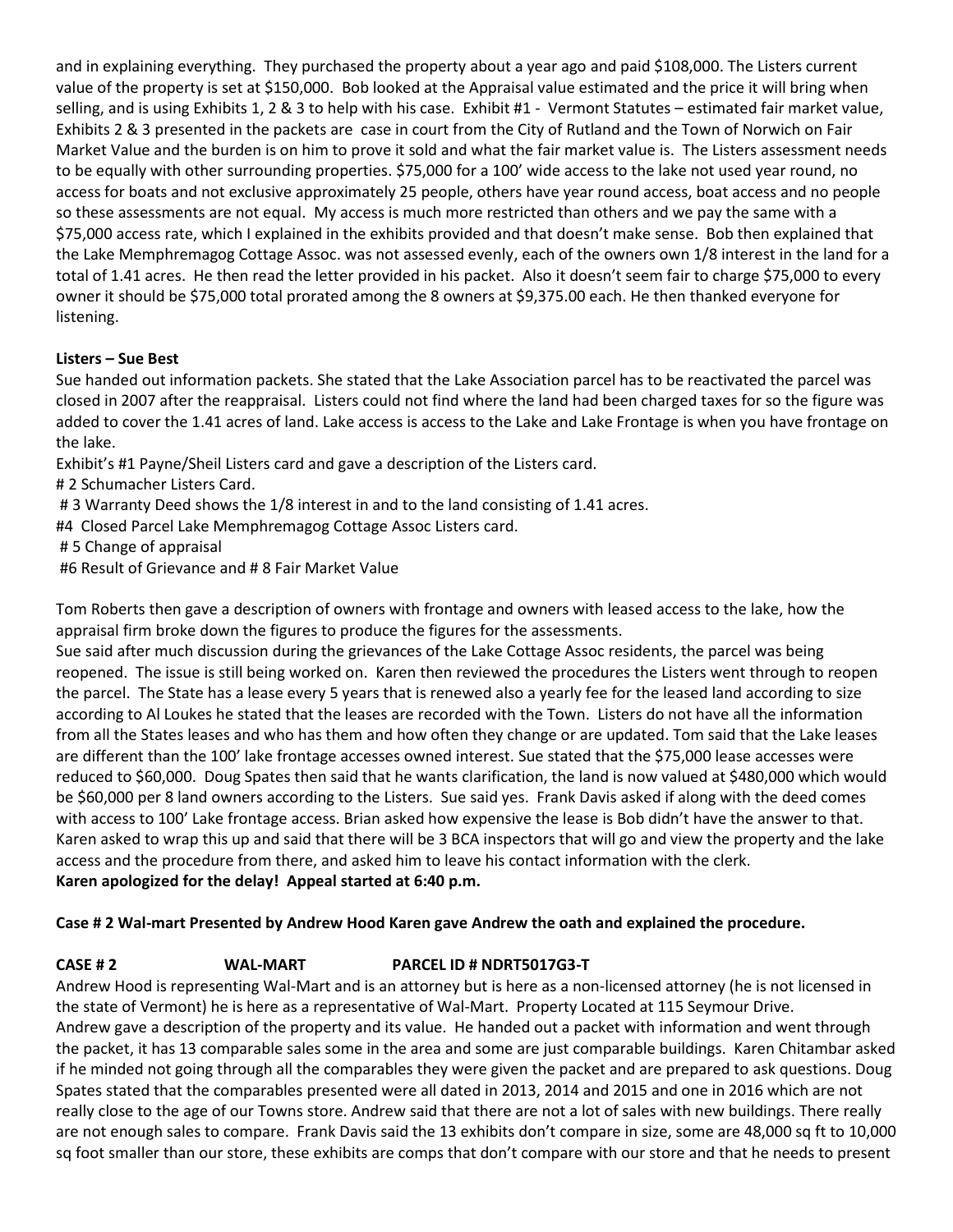and in explaining everything. They purchased the property about a year ago and paid $108,000. The Listers current value of the property is set at $150,000. Bob looked at the Appraisal value estimated and the price it will bring when selling, and is using Exhibits 1, 2 & 3 to help with his case. Exhibit #1 - Vermont Statutes – estimated fair market value, Exhibits 2 & 3 presented in the packets are case in court from the City of Rutland and the Town of Norwich on Fair Market Value and the burden is on him to prove it sold and what the fair market value is. The Listers assessment needs to be equally with other surrounding properties. $75,000 for a 100' wide access to the lake not used year round, no access for boats and not exclusive approximately 25 people, others have year round access, boat access and no people so these assessments are not equal. My access is much more restricted than others and we pay the same with a $75,000 access rate, which I explained in the exhibits provided and that doesn't make sense. Bob then explained that the Lake Memphremagog Cottage Assoc. was not assessed evenly, each of the owners own 1/8 interest in the land for a total of 1.41 acres. He then read the letter provided in his packet. Also it doesn't seem fair to charge $75,000 to every owner it should be $75,000 total prorated among the 8 owners at $9,375.00 each. He then thanked everyone for listening.

**Listers – Sue Best**

Sue handed out information packets. She stated that the Lake Association parcel has to be reactivated the parcel was closed in 2007 after the reappraisal. Listers could not find where the land had been charged taxes for so the figure was added to cover the 1.41 acres of land. Lake access is access to the Lake and Lake Frontage is when you have frontage on the lake.

Exhibit's #1 Payne/Sheil Listers card and gave a description of the Listers card.
# 2 Schumacher Listers Card.
# 3 Warranty Deed shows the 1/8 interest in and to the land consisting of 1.41 acres.
#4 Closed Parcel Lake Memphremagog Cottage Assoc Listers card.
# 5 Change of appraisal
#6 Result of Grievance and # 8 Fair Market Value

Tom Roberts then gave a description of owners with frontage and owners with leased access to the lake, how the appraisal firm broke down the figures to produce the figures for the assessments.

Sue said after much discussion during the grievances of the Lake Cottage Assoc residents, the parcel was being reopened. The issue is still being worked on. Karen then reviewed the procedures the Listers went through to reopen the parcel. The State has a lease every 5 years that is renewed also a yearly fee for the leased land according to size according to Al Loukes he stated that the leases are recorded with the Town. Listers do not have all the information from all the States leases and who has them and how often they change or are updated. Tom said that the Lake leases are different than the 100' lake frontage accesses owned interest. Sue stated that the $75,000 lease accesses were reduced to $60,000. Doug Spates then said that he wants clarification, the land is now valued at $480,000 which would be $60,000 per 8 land owners according to the Listers. Sue said yes. Frank Davis asked if along with the deed comes with access to 100' Lake frontage access. Brian asked how expensive the lease is Bob didn't have the answer to that. Karen asked to wrap this up and said that there will be 3 BCA inspectors that will go and view the property and the lake access and the procedure from there, and asked him to leave his contact information with the clerk.

**Karen apologized for the delay! Appeal started at 6:40 p.m.**

**Case # 2 Wal-mart Presented by Andrew Hood Karen gave Andrew the oath and explained the procedure.**

**CASE # 2 WAL-MART PARCEL ID # NDRT5017G3-T**

Andrew Hood is representing Wal-Mart and is an attorney but is here as a non-licensed attorney (he is not licensed in the state of Vermont) he is here as a representative of Wal-Mart. Property Located at 115 Seymour Drive.

Andrew gave a description of the property and its value. He handed out a packet with information and went through the packet, it has 13 comparable sales some in the area and some are just comparable buildings. Karen Chitambar asked if he minded not going through all the comparables they were given the packet and are prepared to ask questions. Doug Spates stated that the comparables presented were all dated in 2013, 2014 and 2015 and one in 2016 which are not really close to the age of our Towns store. Andrew said that there are not a lot of sales with new buildings. There really are not enough sales to compare. Frank Davis said the 13 exhibits don't compare in size, some are 48,000 sq ft to 10,000 sq foot smaller than our store, these exhibits are comps that don't compare with our store and that he needs to present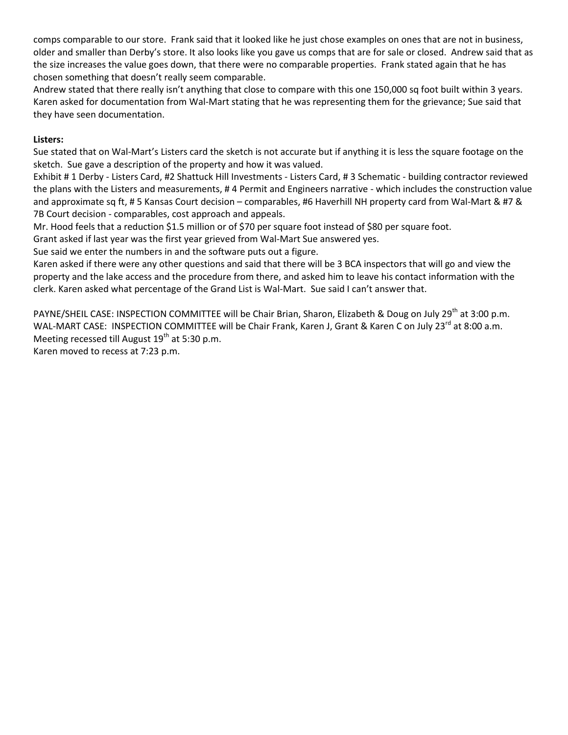comps comparable to our store. Frank said that it looked like he just chose examples on ones that are not in business, older and smaller than Derby's store. It also looks like you gave us comps that are for sale or closed. Andrew said that as the size increases the value goes down, that there were no comparable properties. Frank stated again that he has chosen something that doesn't really seem comparable.

Andrew stated that there really isn't anything that close to compare with this one 150,000 sq foot built within 3 years. Karen asked for documentation from Wal-Mart stating that he was representing them for the grievance; Sue said that they have seen documentation.

**Listers:**

Sue stated that on Wal-Mart's Listers card the sketch is not accurate but if anything it is less the square footage on the sketch. Sue gave a description of the property and how it was valued.

Exhibit # 1 Derby - Listers Card, #2 Shattuck Hill Investments - Listers Card, # 3 Schematic - building contractor reviewed the plans with the Listers and measurements, # 4 Permit and Engineers narrative - which includes the construction value and approximate sq ft, # 5 Kansas Court decision – comparables, #6 Haverhill NH property card from Wal-Mart & #7 & 7B Court decision - comparables, cost approach and appeals.

Mr. Hood feels that a reduction $1.5 million or of $70 per square foot instead of $80 per square foot.

Grant asked if last year was the first year grieved from Wal-Mart Sue answered yes.

Sue said we enter the numbers in and the software puts out a figure.

Karen asked if there were any other questions and said that there will be 3 BCA inspectors that will go and view the property and the lake access and the procedure from there, and asked him to leave his contact information with the clerk. Karen asked what percentage of the Grand List is Wal-Mart. Sue said I can't answer that.

PAYNE/SHEIL CASE: INSPECTION COMMITTEE will be Chair Brian, Sharon, Elizabeth & Doug on July 29th at 3:00 p.m.
WAL-MART CASE: INSPECTION COMMITTEE will be Chair Frank, Karen J, Grant & Karen C on July 23rd at 8:00 a.m.
Meeting recessed till August 19th at 5:30 p.m.
Karen moved to recess at 7:23 p.m.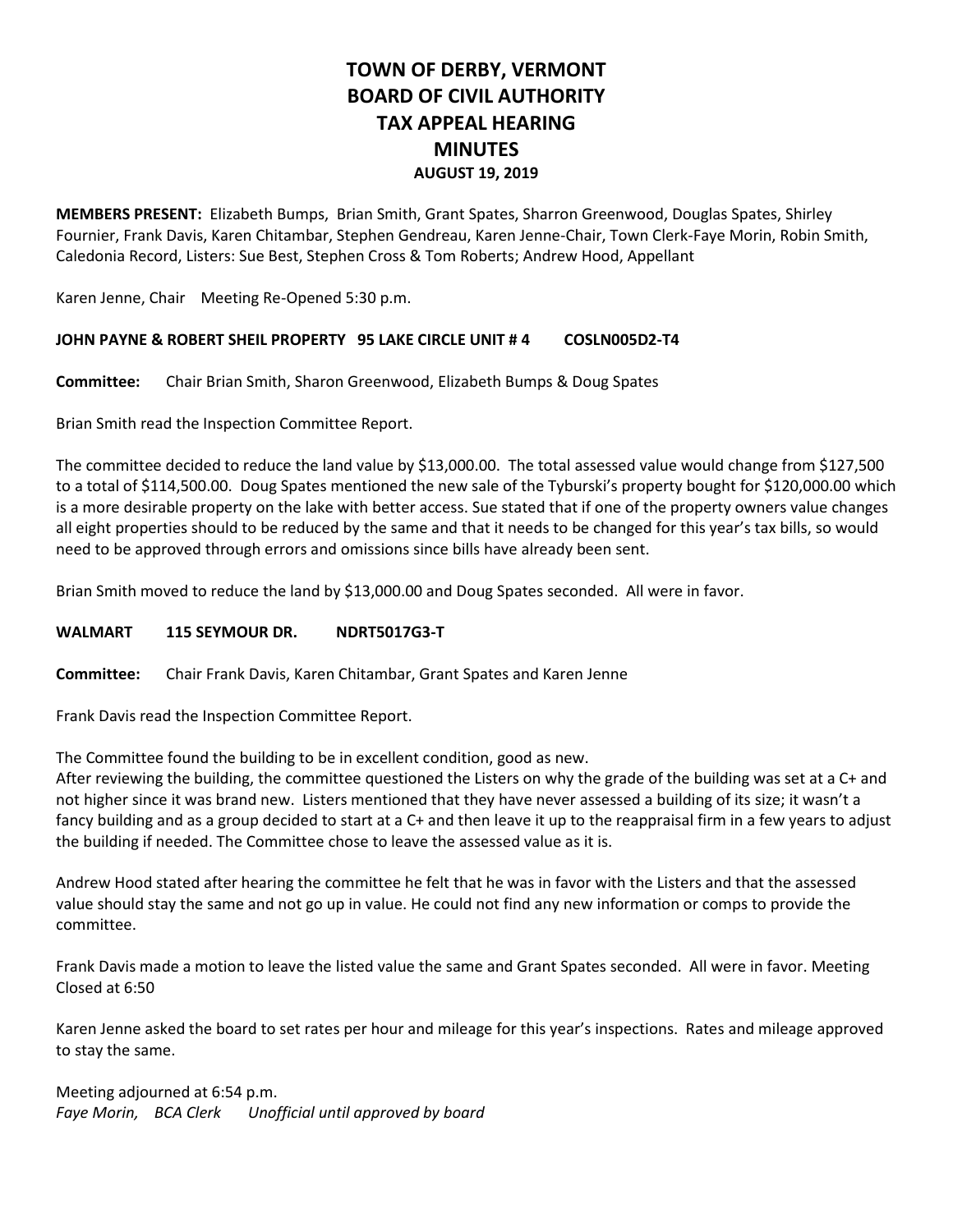# TOWN OF DERBY, VERMONT
# BOARD OF CIVIL AUTHORITY
# TAX APPEAL HEARING
# MINUTES
### AUGUST 19, 2019

**MEMBERS PRESENT:** Elizabeth Bumps, Brian Smith, Grant Spates, Sharron Greenwood, Douglas Spates, Shirley Fournier, Frank Davis, Karen Chitambar, Stephen Gendreau, Karen Jenne-Chair, Town Clerk-Faye Morin, Robin Smith, Caledonia Record, Listers: Sue Best, Stephen Cross & Tom Roberts; Andrew Hood, Appellant

Karen Jenne, Chair Meeting Re-Opened 5:30 p.m.

**JOHN PAYNE & ROBERT SHEIL PROPERTY 95 LAKE CIRCLE UNIT # 4 COSLN005D2-T4**

**Committee:** Chair Brian Smith, Sharon Greenwood, Elizabeth Bumps & Doug Spates

Brian Smith read the Inspection Committee Report.

The committee decided to reduce the land value by $13,000.00. The total assessed value would change from $127,500 to a total of $114,500.00. Doug Spates mentioned the new sale of the Tyburski's property bought for $120,000.00 which is a more desirable property on the lake with better access. Sue stated that if one of the property owners value changes all eight properties should to be reduced by the same and that it needs to be changed for this year's tax bills, so would need to be approved through errors and omissions since bills have already been sent.

Brian Smith moved to reduce the land by $13,000.00 and Doug Spates seconded. All were in favor.

**WALMART 115 SEYMOUR DR. NDRT5017G3-T**

**Committee:** Chair Frank Davis, Karen Chitambar, Grant Spates and Karen Jenne

Frank Davis read the Inspection Committee Report.

The Committee found the building to be in excellent condition, good as new.
After reviewing the building, the committee questioned the Listers on why the grade of the building was set at a C+ and not higher since it was brand new. Listers mentioned that they have never assessed a building of its size; it wasn't a fancy building and as a group decided to start at a C+ and then leave it up to the reappraisal firm in a few years to adjust the building if needed. The Committee chose to leave the assessed value as it is.

Andrew Hood stated after hearing the committee he felt that he was in favor with the Listers and that the assessed value should stay the same and not go up in value. He could not find any new information or comps to provide the committee.

Frank Davis made a motion to leave the listed value the same and Grant Spates seconded. All were in favor. Meeting Closed at 6:50

Karen Jenne asked the board to set rates per hour and mileage for this year's inspections. Rates and mileage approved to stay the same.

Meeting adjourned at 6:54 p.m.
*Faye Morin, BCA Clerk Unofficial until approved by board*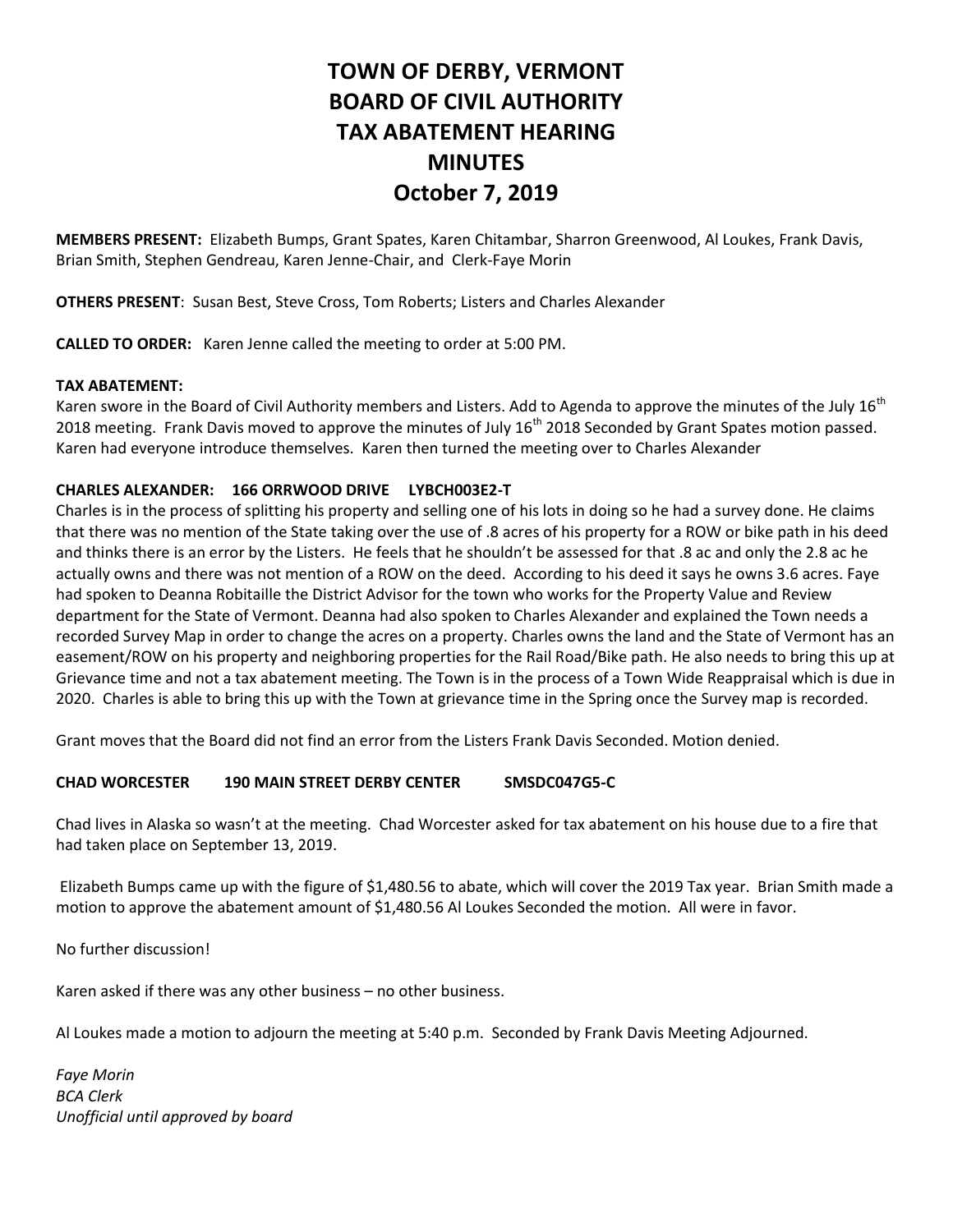# TOWN OF DERBY, VERMONT
# BOARD OF CIVIL AUTHORITY
# TAX ABATEMENT HEARING
# MINUTES
# October 7, 2019

**MEMBERS PRESENT:** Elizabeth Bumps, Grant Spates, Karen Chitambar, Sharron Greenwood, Al Loukes, Frank Davis, Brian Smith, Stephen Gendreau, Karen Jenne-Chair, and Clerk-Faye Morin

**OTHERS PRESENT**: Susan Best, Steve Cross, Tom Roberts; Listers and Charles Alexander

**CALLED TO ORDER:** Karen Jenne called the meeting to order at 5:00 PM.

**TAX ABATEMENT:**

Karen swore in the Board of Civil Authority members and Listers. Add to Agenda to approve the minutes of the July 16th 2018 meeting. Frank Davis moved to approve the minutes of July 16th 2018 Seconded by Grant Spates motion passed. Karen had everyone introduce themselves. Karen then turned the meeting over to Charles Alexander

**CHARLES ALEXANDER: 166 ORRWOOD DRIVE LYBCH003E2-T**

Charles is in the process of splitting his property and selling one of his lots in doing so he had a survey done. He claims that there was no mention of the State taking over the use of .8 acres of his property for a ROW or bike path in his deed and thinks there is an error by the Listers. He feels that he shouldn't be assessed for that .8 ac and only the 2.8 ac he actually owns and there was not mention of a ROW on the deed. According to his deed it says he owns 3.6 acres. Faye had spoken to Deanna Robitaille the District Advisor for the town who works for the Property Value and Review department for the State of Vermont. Deanna had also spoken to Charles Alexander and explained the Town needs a recorded Survey Map in order to change the acres on a property. Charles owns the land and the State of Vermont has an easement/ROW on his property and neighboring properties for the Rail Road/Bike path. He also needs to bring this up at Grievance time and not a tax abatement meeting. The Town is in the process of a Town Wide Reappraisal which is due in 2020. Charles is able to bring this up with the Town at grievance time in the Spring once the Survey map is recorded.

Grant moves that the Board did not find an error from the Listers Frank Davis Seconded. Motion denied.

**CHAD WORCESTER 190 MAIN STREET DERBY CENTER SMSDC047G5-C**

Chad lives in Alaska so wasn't at the meeting. Chad Worcester asked for tax abatement on his house due to a fire that had taken place on September 13, 2019.

Elizabeth Bumps came up with the figure of $1,480.56 to abate, which will cover the 2019 Tax year. Brian Smith made a motion to approve the abatement amount of $1,480.56 Al Loukes Seconded the motion. All were in favor.

No further discussion!

Karen asked if there was any other business – no other business.

Al Loukes made a motion to adjourn the meeting at 5:40 p.m. Seconded by Frank Davis Meeting Adjourned.

*Faye Morin*
*BCA Clerk*
*Unofficial until approved by board*